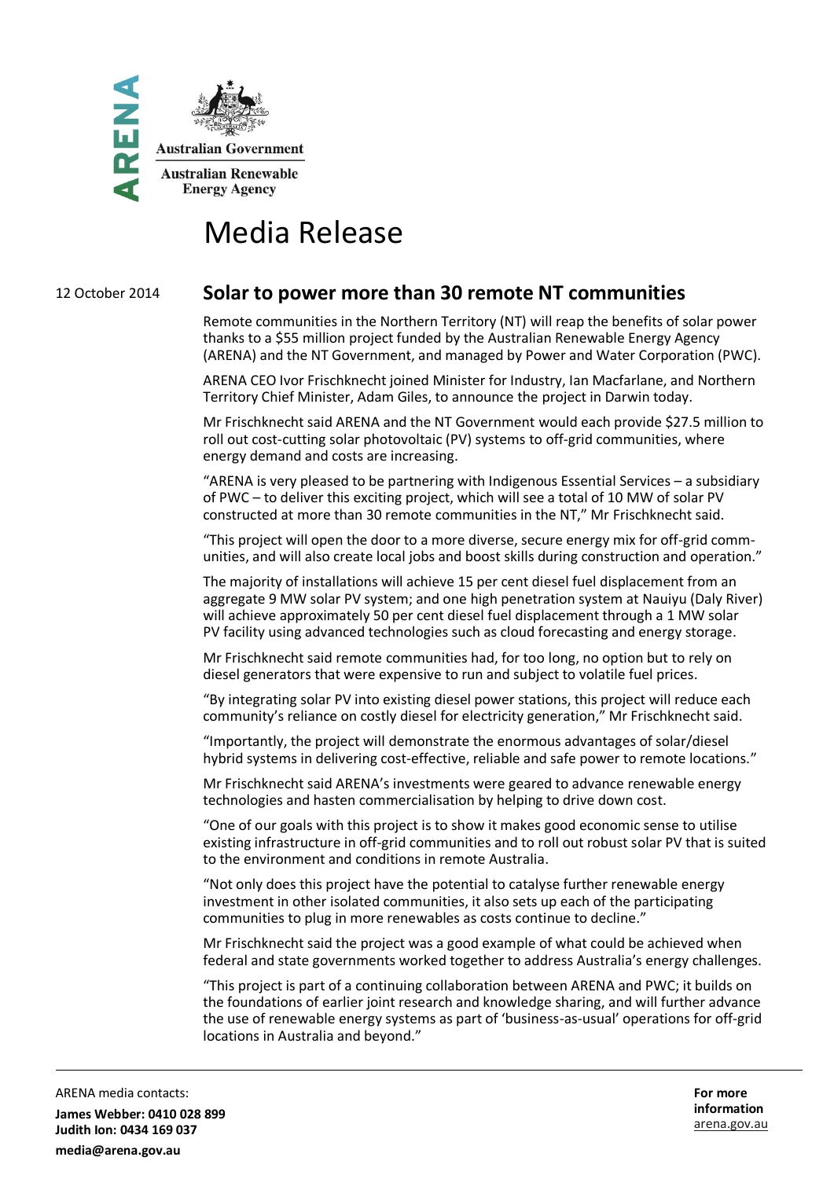ARENA

Australian Government

Australian Renewable Energy Agency

# Media Release

12 October 2014

## Solar to power more than 30 remote NT communities

Remote communities in the Northern Territory (NT) will reap the benefits of solar power thanks to a $55 million project funded by the Australian Renewable Energy Agency (ARENA) and the NT Government, and managed by Power and Water Corporation (PWC).

ARENA CEO Ivor Frischknecht joined Minister for Industry, Ian Macfarlane, and Northern Territory Chief Minister, Adam Giles, to announce the project in Darwin today.

Mr Frischknecht said ARENA and the NT Government would each provide $27.5 million to roll out cost-cutting solar photovoltaic (PV) systems to off-grid communities, where energy demand and costs are increasing.

"ARENA is very pleased to be partnering with Indigenous Essential Services – a subsidiary of PWC – to deliver this exciting project, which will see a total of 10 MW of solar PV constructed at more than 30 remote communities in the NT," Mr Frischknecht said.

"This project will open the door to a more diverse, secure energy mix for off-grid communities, and will also create local jobs and boost skills during construction and operation."

The majority of installations will achieve 15 per cent diesel fuel displacement from an aggregate 9 MW solar PV system; and one high penetration system at Nauiyu (Daly River) will achieve approximately 50 per cent diesel fuel displacement through a 1 MW solar PV facility using advanced technologies such as cloud forecasting and energy storage.

Mr Frischknecht said remote communities had, for too long, no option but to rely on diesel generators that were expensive to run and subject to volatile fuel prices.

"By integrating solar PV into existing diesel power stations, this project will reduce each community's reliance on costly diesel for electricity generation," Mr Frischknecht said.

"Importantly, the project will demonstrate the enormous advantages of solar/diesel hybrid systems in delivering cost-effective, reliable and safe power to remote locations."

Mr Frischknecht said ARENA's investments were geared to advance renewable energy technologies and hasten commercialisation by helping to drive down cost.

"One of our goals with this project is to show it makes good economic sense to utilise existing infrastructure in off-grid communities and to roll out robust solar PV that is suited to the environment and conditions in remote Australia.

"Not only does this project have the potential to catalyse further renewable energy investment in other isolated communities, it also sets up each of the participating communities to plug in more renewables as costs continue to decline."

Mr Frischknecht said the project was a good example of what could be achieved when federal and state governments worked together to address Australia's energy challenges.

"This project is part of a continuing collaboration between ARENA and PWC; it builds on the foundations of earlier joint research and knowledge sharing, and will further advance the use of renewable energy systems as part of 'business-as-usual' operations for off-grid locations in Australia and beyond."

ARENA media contacts:

**James Webber: 0410 028 899**
**Judith Ion: 0434 169 037**

**media@arena.gov.au**

**For more information**
arena.gov.au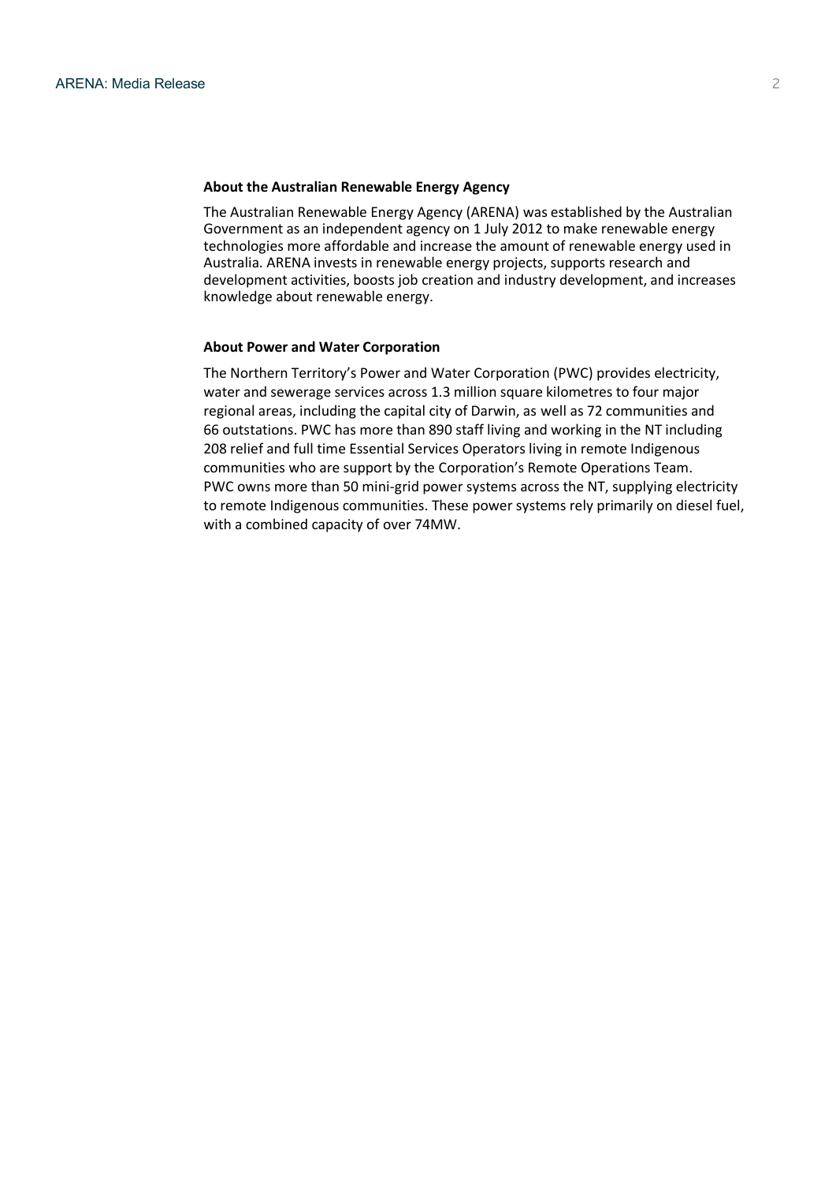**About the Australian Renewable Energy Agency**

The Australian Renewable Energy Agency (ARENA) was established by the Australian Government as an independent agency on 1 July 2012 to make renewable energy technologies more affordable and increase the amount of renewable energy used in Australia. ARENA invests in renewable energy projects, supports research and development activities, boosts job creation and industry development, and increases knowledge about renewable energy.

**About Power and Water Corporation**

The Northern Territory's Power and Water Corporation (PWC) provides electricity, water and sewerage services across 1.3 million square kilometres to four major regional areas, including the capital city of Darwin, as well as 72 communities and 66 outstations. PWC has more than 890 staff living and working in the NT including 208 relief and full time Essential Services Operators living in remote Indigenous communities who are support by the Corporation's Remote Operations Team. PWC owns more than 50 mini-grid power systems across the NT, supplying electricity to remote Indigenous communities. These power systems rely primarily on diesel fuel, with a combined capacity of over 74MW.